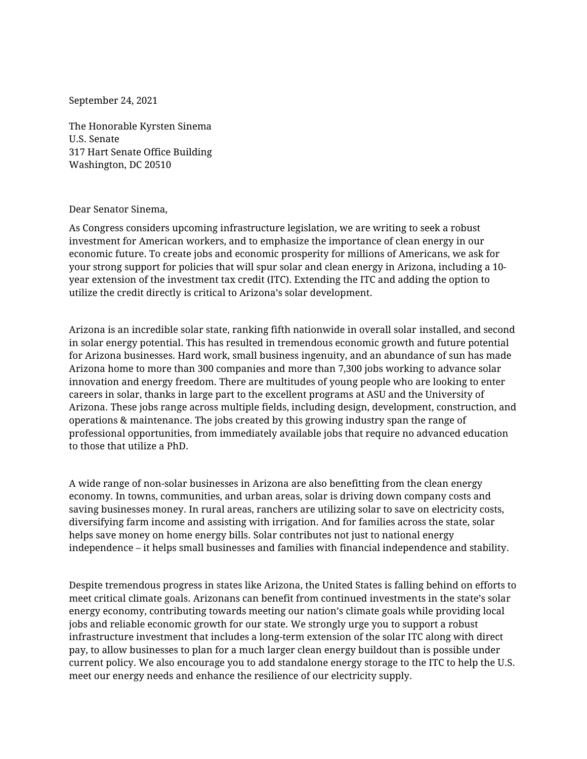September 24, 2021

The Honorable Kyrsten Sinema
U.S. Senate
317 Hart Senate Office Building
Washington, DC 20510

Dear Senator Sinema,

As Congress considers upcoming infrastructure legislation, we are writing to seek a robust investment for American workers, and to emphasize the importance of clean energy in our economic future. To create jobs and economic prosperity for millions of Americans, we ask for your strong support for policies that will spur solar and clean energy in Arizona, including a 10-year extension of the investment tax credit (ITC). Extending the ITC and adding the option to utilize the credit directly is critical to Arizona's solar development.

Arizona is an incredible solar state, ranking fifth nationwide in overall solar installed, and second in solar energy potential. This has resulted in tremendous economic growth and future potential for Arizona businesses. Hard work, small business ingenuity, and an abundance of sun has made Arizona home to more than 300 companies and more than 7,300 jobs working to advance solar innovation and energy freedom. There are multitudes of young people who are looking to enter careers in solar, thanks in large part to the excellent programs at ASU and the University of Arizona. These jobs range across multiple fields, including design, development, construction, and operations & maintenance. The jobs created by this growing industry span the range of professional opportunities, from immediately available jobs that require no advanced education to those that utilize a PhD.

A wide range of non-solar businesses in Arizona are also benefitting from the clean energy economy. In towns, communities, and urban areas, solar is driving down company costs and saving businesses money. In rural areas, ranchers are utilizing solar to save on electricity costs, diversifying farm income and assisting with irrigation. And for families across the state, solar helps save money on home energy bills. Solar contributes not just to national energy independence – it helps small businesses and families with financial independence and stability.

Despite tremendous progress in states like Arizona, the United States is falling behind on efforts to meet critical climate goals. Arizonans can benefit from continued investments in the state's solar energy economy, contributing towards meeting our nation's climate goals while providing local jobs and reliable economic growth for our state. We strongly urge you to support a robust infrastructure investment that includes a long-term extension of the solar ITC along with direct pay, to allow businesses to plan for a much larger clean energy buildout than is possible under current policy. We also encourage you to add standalone energy storage to the ITC to help the U.S. meet our energy needs and enhance the resilience of our electricity supply.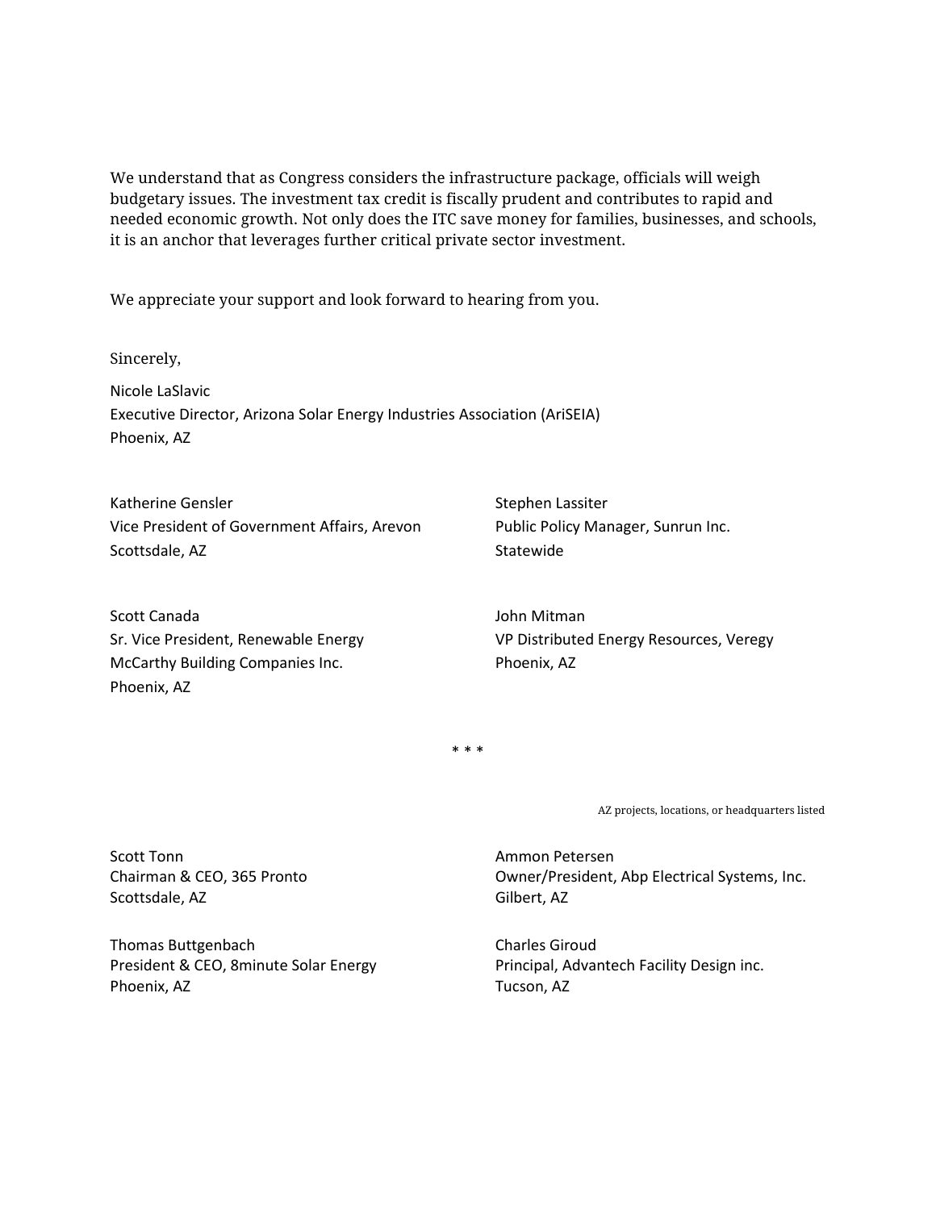We understand that as Congress considers the infrastructure package, officials will weigh budgetary issues. The investment tax credit is fiscally prudent and contributes to rapid and needed economic growth. Not only does the ITC save money for families, businesses, and schools, it is an anchor that leverages further critical private sector investment.

We appreciate your support and look forward to hearing from you.

Sincerely,

Nicole LaSlavic
Executive Director, Arizona Solar Energy Industries Association (AriSEIA)
Phoenix, AZ

Katherine Gensler
Vice President of Government Affairs, Arevon
Scottsdale, AZ

Stephen Lassiter
Public Policy Manager, Sunrun Inc.
Statewide

Scott Canada
Sr. Vice President, Renewable Energy
McCarthy Building Companies Inc.
Phoenix, AZ

John Mitman
VP Distributed Energy Resources, Veregy
Phoenix, AZ

* * *

AZ projects, locations, or headquarters listed

Scott Tonn
Chairman & CEO, 365 Pronto
Scottsdale, AZ

Ammon Petersen
Owner/President, Abp Electrical Systems, Inc.
Gilbert, AZ

Thomas Buttgenbach
President & CEO, 8minute Solar Energy
Phoenix, AZ

Charles Giroud
Principal, Advantech Facility Design inc.
Tucson, AZ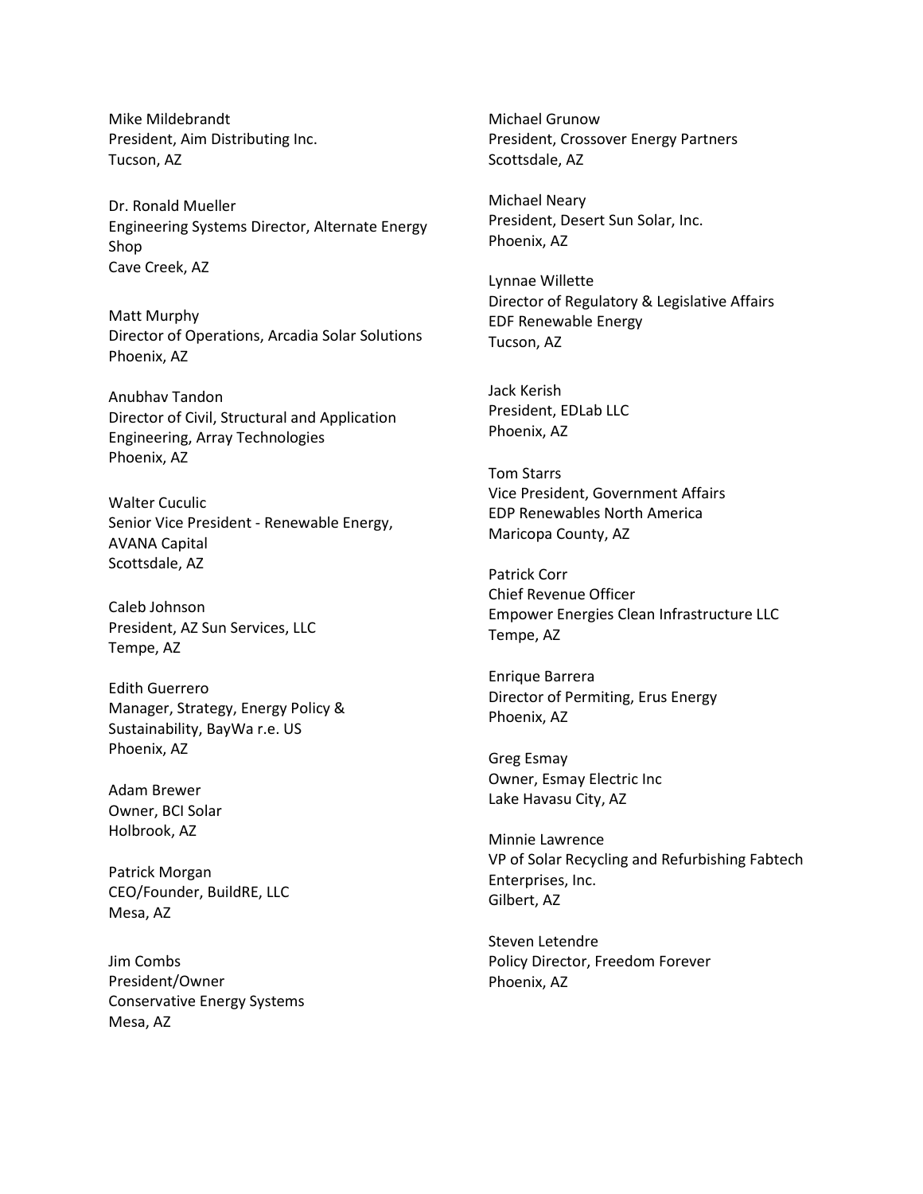Mike Mildebrandt
President, Aim Distributing Inc.
Tucson, AZ

Dr. Ronald Mueller
Engineering Systems Director, Alternate Energy Shop
Cave Creek, AZ

Matt Murphy
Director of Operations, Arcadia Solar Solutions
Phoenix, AZ

Anubhav Tandon
Director of Civil, Structural and Application Engineering, Array Technologies
Phoenix, AZ

Walter Cuculic
Senior Vice President - Renewable Energy, AVANA Capital
Scottsdale, AZ

Caleb Johnson
President, AZ Sun Services, LLC
Tempe, AZ

Edith Guerrero
Manager, Strategy, Energy Policy & Sustainability, BayWa r.e. US
Phoenix, AZ

Adam Brewer
Owner, BCI Solar
Holbrook, AZ

Patrick Morgan
CEO/Founder, BuildRE, LLC
Mesa, AZ

Jim Combs
President/Owner
Conservative Energy Systems
Mesa, AZ

Michael Grunow
President, Crossover Energy Partners
Scottsdale, AZ

Michael Neary
President, Desert Sun Solar, Inc.
Phoenix, AZ

Lynnae Willette
Director of Regulatory & Legislative Affairs
EDF Renewable Energy
Tucson, AZ

Jack Kerish
President, EDLab LLC
Phoenix, AZ

Tom Starrs
Vice President, Government Affairs
EDP Renewables North America
Maricopa County, AZ

Patrick Corr
Chief Revenue Officer
Empower Energies Clean Infrastructure LLC
Tempe, AZ

Enrique Barrera
Director of Permiting, Erus Energy
Phoenix, AZ

Greg Esmay
Owner, Esmay Electric Inc
Lake Havasu City, AZ

Minnie Lawrence
VP of Solar Recycling and Refurbishing Fabtech Enterprises, Inc.
Gilbert, AZ

Steven Letendre
Policy Director, Freedom Forever
Phoenix, AZ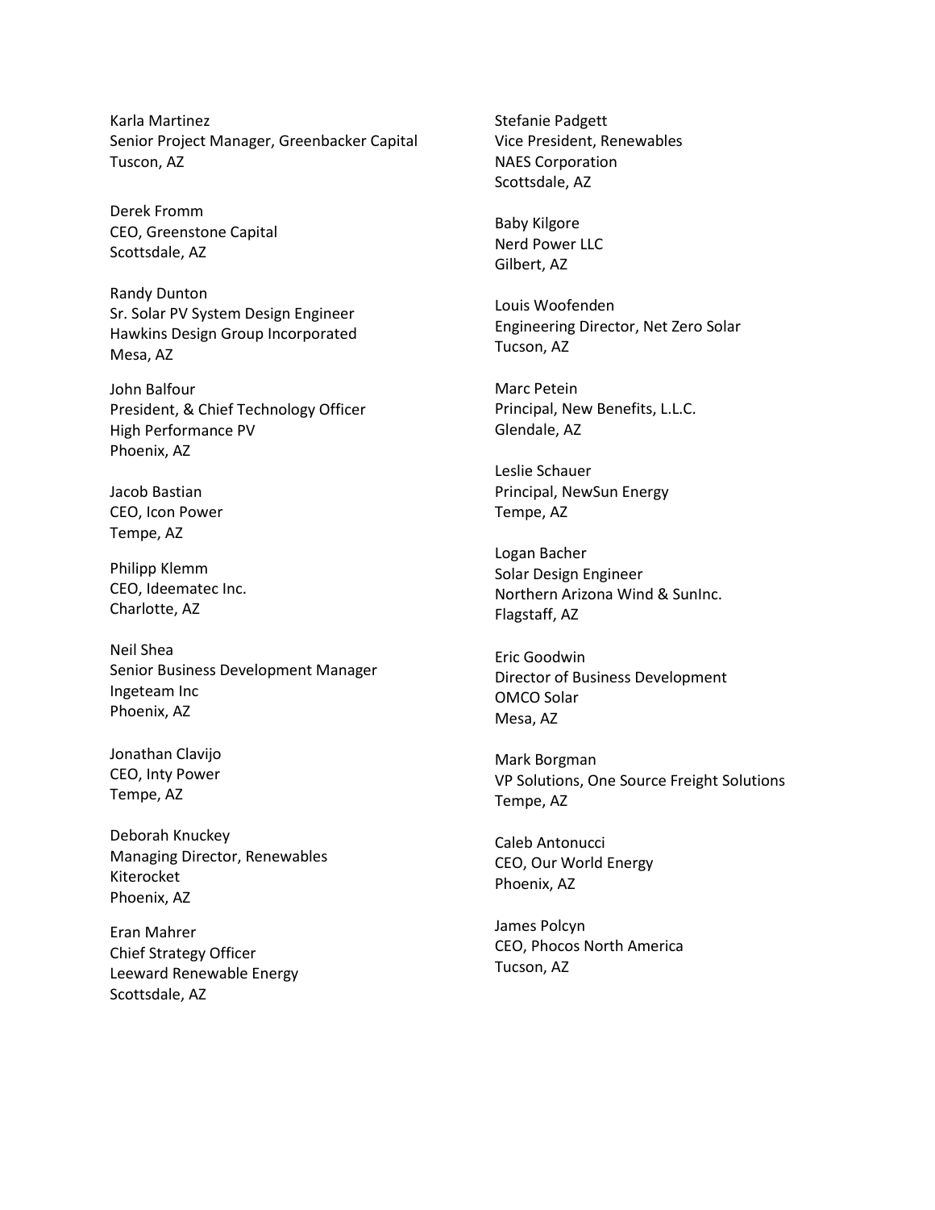Karla Martinez
Senior Project Manager, Greenbacker Capital
Tuscon, AZ

Derek Fromm
CEO, Greenstone Capital
Scottsdale, AZ

Randy Dunton
Sr. Solar PV System Design Engineer
Hawkins Design Group Incorporated
Mesa, AZ

John Balfour
President, & Chief Technology Officer
High Performance PV
Phoenix, AZ

Jacob Bastian
CEO, Icon Power
Tempe, AZ

Philipp Klemm
CEO, Ideematec Inc.
Charlotte, AZ

Neil Shea
Senior Business Development Manager
Ingeteam Inc
Phoenix, AZ

Jonathan Clavijo
CEO, Inty Power
Tempe, AZ

Deborah Knuckey
Managing Director, Renewables
Kiterocket
Phoenix, AZ

Eran Mahrer
Chief Strategy Officer
Leeward Renewable Energy
Scottsdale, AZ

Stefanie Padgett
Vice President, Renewables
NAES Corporation
Scottsdale, AZ

Baby Kilgore
Nerd Power LLC
Gilbert, AZ

Louis Woofenden
Engineering Director, Net Zero Solar
Tucson, AZ

Marc Petein
Principal, New Benefits, L.L.C.
Glendale, AZ

Leslie Schauer
Principal, NewSun Energy
Tempe, AZ

Logan Bacher
Solar Design Engineer
Northern Arizona Wind & SunInc.
Flagstaff, AZ

Eric Goodwin
Director of Business Development
OMCO Solar
Mesa, AZ

Mark Borgman
VP Solutions, One Source Freight Solutions
Tempe, AZ

Caleb Antonucci
CEO, Our World Energy
Phoenix, AZ

James Polcyn
CEO, Phocos North America
Tucson, AZ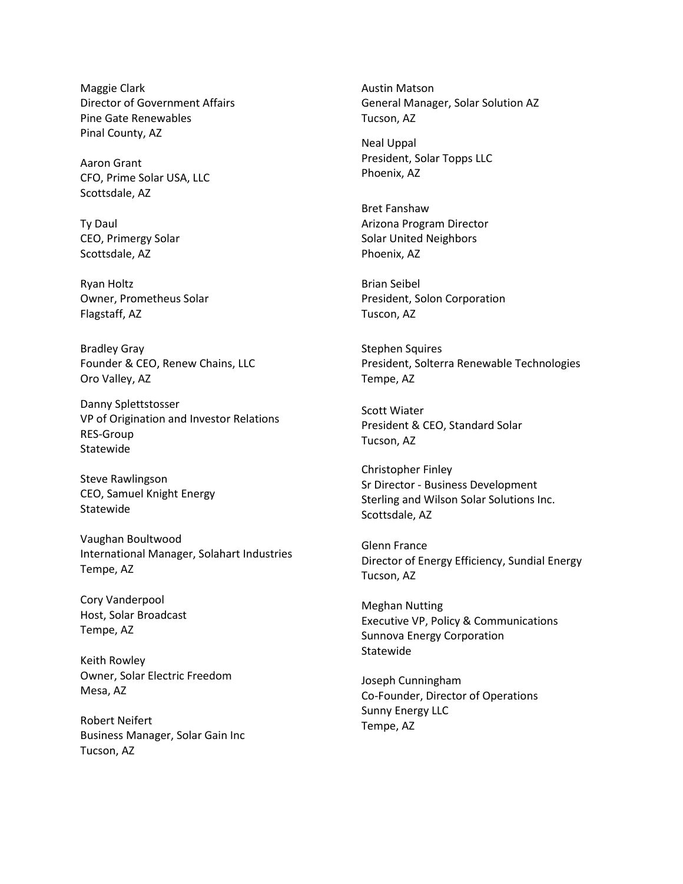Maggie Clark
Director of Government Affairs
Pine Gate Renewables
Pinal County, AZ

Aaron Grant
CFO, Prime Solar USA, LLC
Scottsdale, AZ

Ty Daul
CEO, Primergy Solar
Scottsdale, AZ

Ryan Holtz
Owner, Prometheus Solar
Flagstaff, AZ

Bradley Gray
Founder & CEO, Renew Chains, LLC
Oro Valley, AZ

Danny Splettstosser
VP of Origination and Investor Relations
RES-Group
Statewide

Steve Rawlingson
CEO, Samuel Knight Energy
Statewide

Vaughan Boultwood
International Manager, Solahart Industries
Tempe, AZ

Cory Vanderpool
Host, Solar Broadcast
Tempe, AZ

Keith Rowley
Owner, Solar Electric Freedom
Mesa, AZ

Robert Neifert
Business Manager, Solar Gain Inc
Tucson, AZ

Austin Matson
General Manager, Solar Solution AZ
Tucson, AZ

Neal Uppal
President, Solar Topps LLC
Phoenix, AZ

Bret Fanshaw
Arizona Program Director
Solar United Neighbors
Phoenix, AZ

Brian Seibel
President, Solon Corporation
Tuscon, AZ

Stephen Squires
President, Solterra Renewable Technologies
Tempe, AZ

Scott Wiater
President & CEO, Standard Solar
Tucson, AZ

Christopher Finley
Sr Director - Business Development
Sterling and Wilson Solar Solutions Inc.
Scottsdale, AZ

Glenn France
Director of Energy Efficiency, Sundial Energy
Tucson, AZ

Meghan Nutting
Executive VP, Policy & Communications
Sunnova Energy Corporation
Statewide

Joseph Cunningham
Co-Founder, Director of Operations
Sunny Energy LLC
Tempe, AZ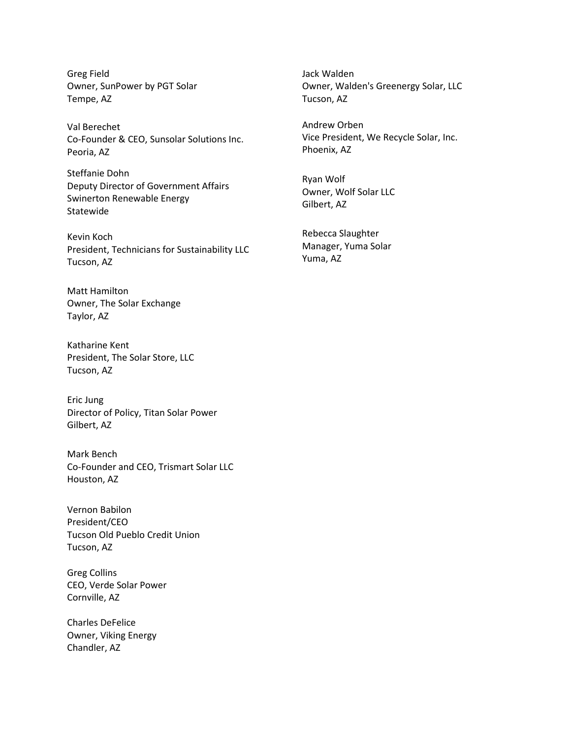Greg Field
Owner, SunPower by PGT Solar
Tempe, AZ

Val Berechet
Co-Founder & CEO, Sunsolar Solutions Inc.
Peoria, AZ

Steffanie Dohn
Deputy Director of Government Affairs
Swinerton Renewable Energy
Statewide

Kevin Koch
President, Technicians for Sustainability LLC
Tucson, AZ

Matt Hamilton
Owner, The Solar Exchange
Taylor, AZ

Katharine Kent
President, The Solar Store, LLC
Tucson, AZ

Eric Jung
Director of Policy, Titan Solar Power
Gilbert, AZ

Mark Bench
Co-Founder and CEO, Trismart Solar LLC
Houston, AZ

Vernon Babilon
President/CEO
Tucson Old Pueblo Credit Union
Tucson, AZ

Greg Collins
CEO, Verde Solar Power
Cornville, AZ

Charles DeFelice
Owner, Viking Energy
Chandler, AZ

Jack Walden
Owner, Walden's Greenergy Solar, LLC
Tucson, AZ

Andrew Orben
Vice President, We Recycle Solar, Inc.
Phoenix, AZ

Ryan Wolf
Owner, Wolf Solar LLC
Gilbert, AZ

Rebecca Slaughter
Manager, Yuma Solar
Yuma, AZ